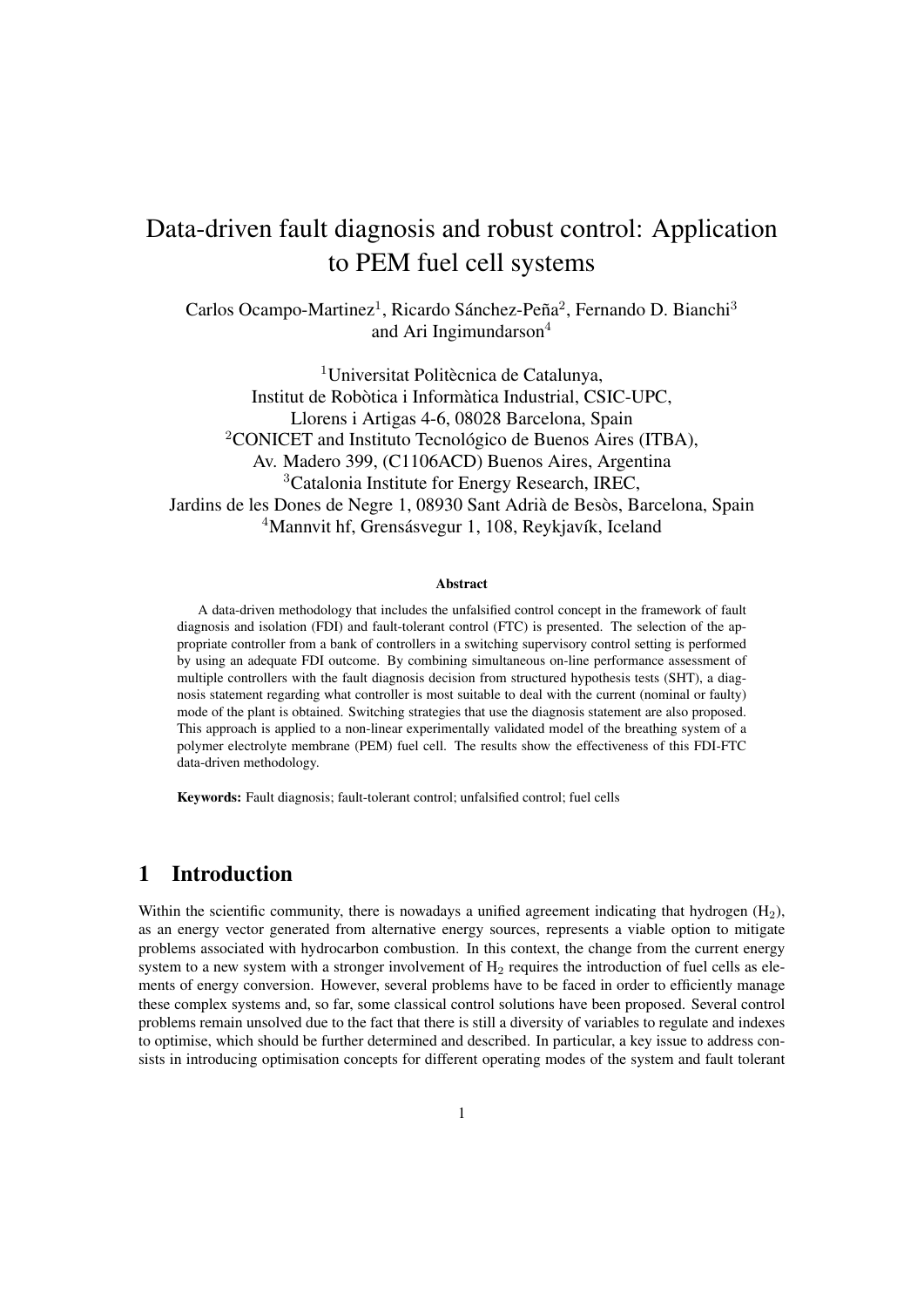# Data-driven fault diagnosis and robust control: Application to PEM fuel cell systems

Carlos Ocampo-Martinez[1], Ricardo Sánchez-Peña[2], Fernando D. Bianchi[3] and Ari Ingimundarson[4]

[1]Universitat Politècnica de Catalunya,
Institut de Robòtica i Informàtica Industrial, CSIC-UPC,
Llorens i Artigas 4-6, 08028 Barcelona, Spain
[2]CONICET and Instituto Tecnológico de Buenos Aires (ITBA),
Av. Madero 399, (C1106ACD) Buenos Aires, Argentina
[3]Catalonia Institute for Energy Research, IREC,
Jardins de les Dones de Negre 1, 08930 Sant Adrià de Besòs, Barcelona, Spain
[4]Mannvit hf, Grensásvegur 1, 108, Reykjavík, Iceland

**Abstract**

A data-driven methodology that includes the unfalsified control concept in the framework of fault diagnosis and isolation (FDI) and fault-tolerant control (FTC) is presented. The selection of the appropriate controller from a bank of controllers in a switching supervisory control setting is performed by using an adequate FDI outcome. By combining simultaneous on-line performance assessment of multiple controllers with the fault diagnosis decision from structured hypothesis tests (SHT), a diagnosis statement regarding what controller is most suitable to deal with the current (nominal or faulty) mode of the plant is obtained. Switching strategies that use the diagnosis statement are also proposed. This approach is applied to a non-linear experimentally validated model of the breathing system of a polymer electrolyte membrane (PEM) fuel cell. The results show the effectiveness of this FDI-FTC data-driven methodology.

**Keywords:** Fault diagnosis; fault-tolerant control; unfalsified control; fuel cells

## 1 Introduction

Within the scientific community, there is nowadays a unified agreement indicating that hydrogen ($H_2$), as an energy vector generated from alternative energy sources, represents a viable option to mitigate problems associated with hydrocarbon combustion. In this context, the change from the current energy system to a new system with a stronger involvement of $H_2$ requires the introduction of fuel cells as elements of energy conversion. However, several problems have to be faced in order to efficiently manage these complex systems and, so far, some classical control solutions have been proposed. Several control problems remain unsolved due to the fact that there is still a diversity of variables to regulate and indexes to optimise, which should be further determined and described. In particular, a key issue to address consists in introducing optimisation concepts for different operating modes of the system and fault tolerant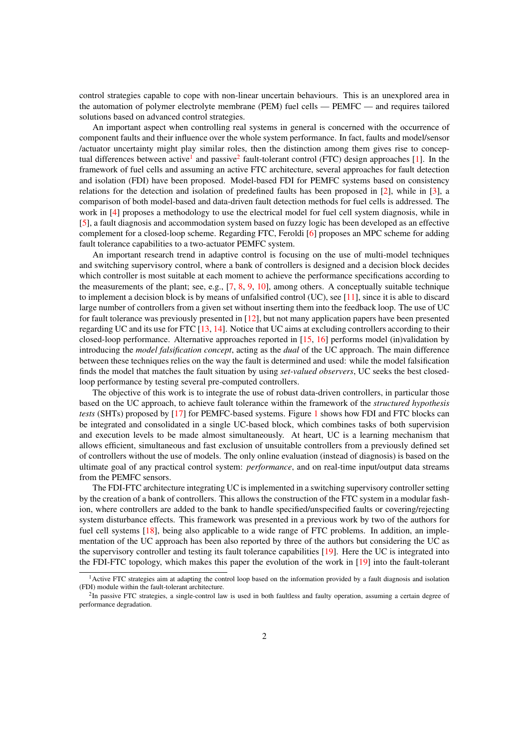control strategies capable to cope with non-linear uncertain behaviours. This is an unexplored area in the automation of polymer electrolyte membrane (PEM) fuel cells — PEMFC — and requires tailored solutions based on advanced control strategies.

An important aspect when controlling real systems in general is concerned with the occurrence of component faults and their influence over the whole system performance. In fact, faults and model/sensor /actuator uncertainty might play similar roles, then the distinction among them gives rise to conceptual differences between active[1] and passive[2] fault-tolerant control (FTC) design approaches [1]. In the framework of fuel cells and assuming an active FTC architecture, several approaches for fault detection and isolation (FDI) have been proposed. Model-based FDI for PEMFC systems based on consistency relations for the detection and isolation of predefined faults has been proposed in [2], while in [3], a comparison of both model-based and data-driven fault detection methods for fuel cells is addressed. The work in [4] proposes a methodology to use the electrical model for fuel cell system diagnosis, while in [5], a fault diagnosis and accommodation system based on fuzzy logic has been developed as an effective complement for a closed-loop scheme. Regarding FTC, Feroldi [6] proposes an MPC scheme for adding fault tolerance capabilities to a two-actuator PEMFC system.

An important research trend in adaptive control is focusing on the use of multi-model techniques and switching supervisory control, where a bank of controllers is designed and a decision block decides which controller is most suitable at each moment to achieve the performance specifications according to the measurements of the plant; see, e.g., [7, 8, 9, 10], among others. A conceptually suitable technique to implement a decision block is by means of unfalsified control (UC), see [11], since it is able to discard large number of controllers from a given set without inserting them into the feedback loop. The use of UC for fault tolerance was previously presented in [12], but not many application papers have been presented regarding UC and its use for FTC [13, 14]. Notice that UC aims at excluding controllers according to their closed-loop performance. Alternative approaches reported in [15, 16] performs model (in)validation by introducing the *model falsification concept*, acting as the *dual* of the UC approach. The main difference between these techniques relies on the way the fault is determined and used: while the model falsification finds the model that matches the fault situation by using *set-valued observers*, UC seeks the best closed-loop performance by testing several pre-computed controllers.

The objective of this work is to integrate the use of robust data-driven controllers, in particular those based on the UC approach, to achieve fault tolerance within the framework of the *structured hypothesis tests* (SHTs) proposed by [17] for PEMFC-based systems. Figure 1 shows how FDI and FTC blocks can be integrated and consolidated in a single UC-based block, which combines tasks of both supervision and execution levels to be made almost simultaneously. At heart, UC is a learning mechanism that allows efficient, simultaneous and fast exclusion of unsuitable controllers from a previously defined set of controllers without the use of models. The only online evaluation (instead of diagnosis) is based on the ultimate goal of any practical control system: *performance*, and on real-time input/output data streams from the PEMFC sensors.

The FDI-FTC architecture integrating UC is implemented in a switching supervisory controller setting by the creation of a bank of controllers. This allows the construction of the FTC system in a modular fashion, where controllers are added to the bank to handle specified/unspecified faults or covering/rejecting system disturbance effects. This framework was presented in a previous work by two of the authors for fuel cell systems [18], being also applicable to a wide range of FTC problems. In addition, an implementation of the UC approach has been also reported by three of the authors but considering the UC as the supervisory controller and testing its fault tolerance capabilities [19]. Here the UC is integrated into the FDI-FTC topology, which makes this paper the evolution of the work in [19] into the fault-tolerant

[1] Active FTC strategies aim at adapting the control loop based on the information provided by a fault diagnosis and isolation (FDI) module within the fault-tolerant architecture.

[2] In passive FTC strategies, a single-control law is used in both faultless and faulty operation, assuming a certain degree of performance degradation.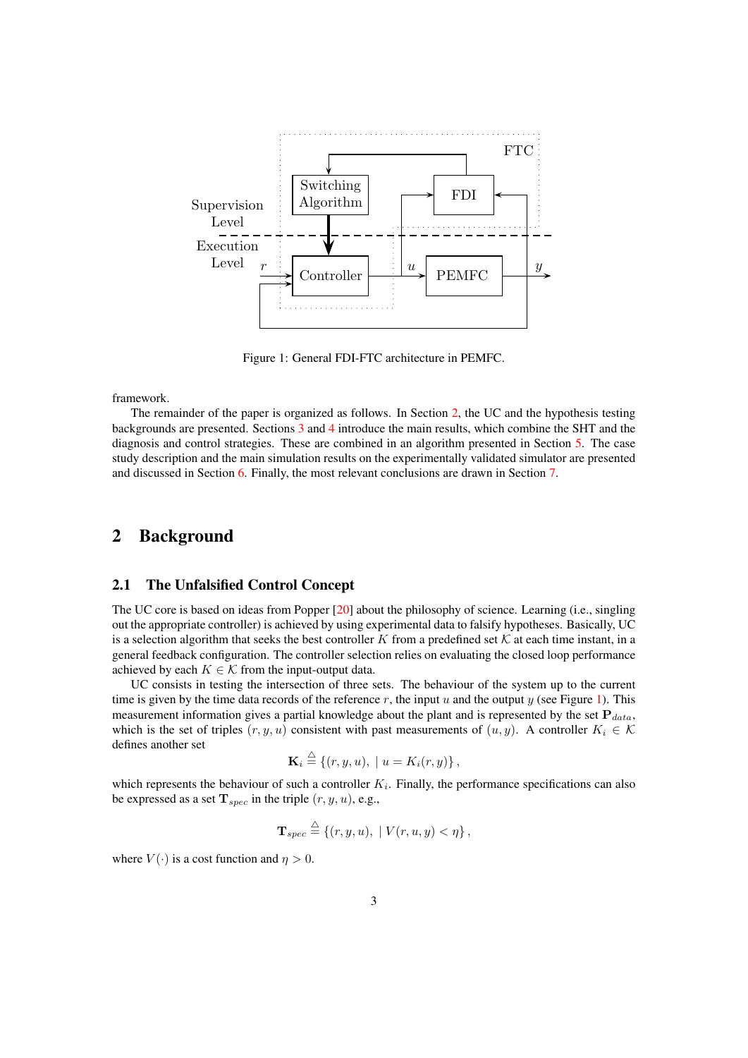Figure 1: General FDI-FTC architecture in PEMFC.

framework.

The remainder of the paper is organized as follows. In Section 2, the UC and the hypothesis testing backgrounds are presented. Sections 3 and 4 introduce the main results, which combine the SHT and the diagnosis and control strategies. These are combined in an algorithm presented in Section 5. The case study description and the main simulation results on the experimentally validated simulator are presented and discussed in Section 6. Finally, the most relevant conclusions are drawn in Section 7.

## 2 Background

### 2.1 The Unfalsified Control Concept

The UC core is based on ideas from Popper [20] about the philosophy of science. Learning (i.e., singling out the appropriate controller) is achieved by using experimental data to falsify hypotheses. Basically, UC is a selection algorithm that seeks the best controller $K$ from a predefined set $\mathcal{K}$ at each time instant, in a general feedback configuration. The controller selection relies on evaluating the closed loop performance achieved by each $K \in \mathcal{K}$ from the input-output data.

UC consists in testing the intersection of three sets. The behaviour of the system up to the current time is given by the time data records of the reference $r$, the input $u$ and the output $y$ (see Figure 1). This measurement information gives a partial knowledge about the plant and is represented by the set $\mathbf{P}_{data}$, which is the set of triples $(r, y, u)$ consistent with past measurements of $(u, y)$. A controller $K_i \in \mathcal{K}$ defines another set

$$\mathbf{K}_i \triangleq \{(r, y, u), \mid u = K_i(r, y)\},$$

which represents the behaviour of such a controller $K_i$. Finally, the performance specifications can also be expressed as a set $\mathbf{T}_{spec}$ in the triple $(r, y, u)$, e.g.,

$$\mathbf{T}_{spec} \triangleq \{(r, y, u), \mid V(r, u, y) < \eta\},$$

where $V(\cdot)$ is a cost function and $\eta > 0$.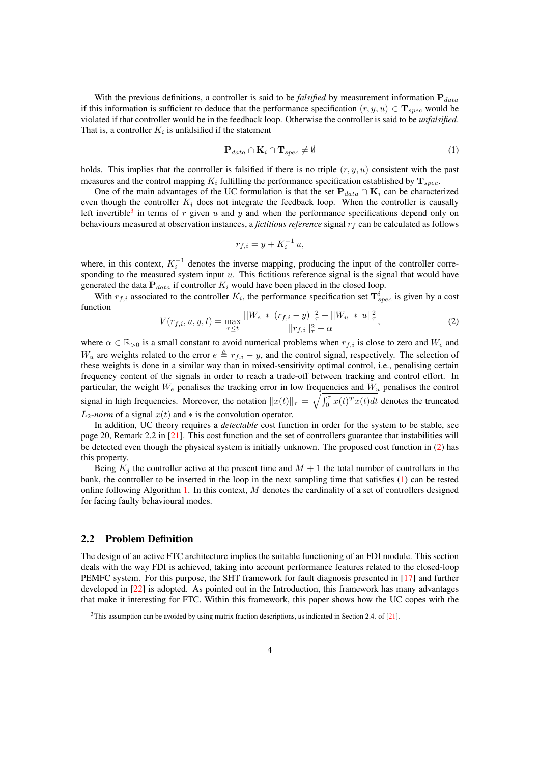With the previous definitions, a controller is said to be *falsified* by measurement information $\mathbf{P}_{data}$ if this information is sufficient to deduce that the performance specification $(r, y, u) \in \mathbf{T}_{spec}$ would be violated if that controller would be in the feedback loop. Otherwise the controller is said to be *unfalsified*. That is, a controller $K_i$ is unfalsified if the statement

$$\mathbf{P}_{data} \cap \mathbf{K}_i \cap \mathbf{T}_{spec} \neq \emptyset \tag{1}$$

holds. This implies that the controller is falsified if there is no triple $(r, y, u)$ consistent with the past measures and the control mapping $K_i$ fulfilling the performance specification established by $\mathbf{T}_{spec}$.

One of the main advantages of the UC formulation is that the set $\mathbf{P}_{data} \cap \mathbf{K}_i$ can be characterized even though the controller $K_i$ does not integrate the feedback loop. When the controller is causally left invertible[3] in terms of $r$ given $u$ and $y$ and when the performance specifications depend only on behaviours measured at observation instances, a *fictitious reference* signal $r_f$ can be calculated as follows

$$r_{f,i} = y + K_i^{-1} u,$$

where, in this context, $K_i^{-1}$ denotes the inverse mapping, producing the input of the controller corresponding to the measured system input $u$. This fictitious reference signal is the signal that would have generated the data $\mathbf{P}_{data}$ if controller $K_i$ would have been placed in the closed loop.

With $r_{f,i}$ associated to the controller $K_i$, the performance specification set $\mathbf{T}_{spec}^i$ is given by a cost function

$$V(r_{f,i}, u, y, t) = \max_{\tau \leq t} \frac{||W_e \, * \, (r_{f,i} - y)||_\tau^2 + ||W_u \, * \, u||_\tau^2}{||r_{f,i}||_\tau^2 + \alpha}, \tag{2}$$

where $\alpha \in \mathbb{R}_{>0}$ is a small constant to avoid numerical problems when $r_{f,i}$ is close to zero and $W_e$ and $W_u$ are weights related to the error $e \triangleq r_{f,i} - y$, and the control signal, respectively. The selection of these weights is done in a similar way than in mixed-sensitivity optimal control, i.e., penalising certain frequency content of the signals in order to reach a trade-off between tracking and control effort. In particular, the weight $W_e$ penalises the tracking error in low frequencies and $W_u$ penalises the control signal in high frequencies. Moreover, the notation $\|x(t)\|_\tau = \sqrt{\int_0^\tau x(t)^T x(t) dt}$ denotes the truncated $L_2$-*norm* of a signal $x(t)$ and $*$ is the convolution operator.

In addition, UC theory requires a *detectable* cost function in order for the system to be stable, see page 20, Remark 2.2 in [21]. This cost function and the set of controllers guarantee that instabilities will be detected even though the physical system is initially unknown. The proposed cost function in (2) has this property.

Being $K_j$ the controller active at the present time and $M + 1$ the total number of controllers in the bank, the controller to be inserted in the loop in the next sampling time that satisfies (1) can be tested online following Algorithm 1. In this context, $M$ denotes the cardinality of a set of controllers designed for facing faulty behavioural modes.

## 2.2 Problem Definition

The design of an active FTC architecture implies the suitable functioning of an FDI module. This section deals with the way FDI is achieved, taking into account performance features related to the closed-loop PEMFC system. For this purpose, the SHT framework for fault diagnosis presented in [17] and further developed in [22] is adopted. As pointed out in the Introduction, this framework has many advantages that make it interesting for FTC. Within this framework, this paper shows how the UC copes with the

[3] This assumption can be avoided by using matrix fraction descriptions, as indicated in Section 2.4. of [21].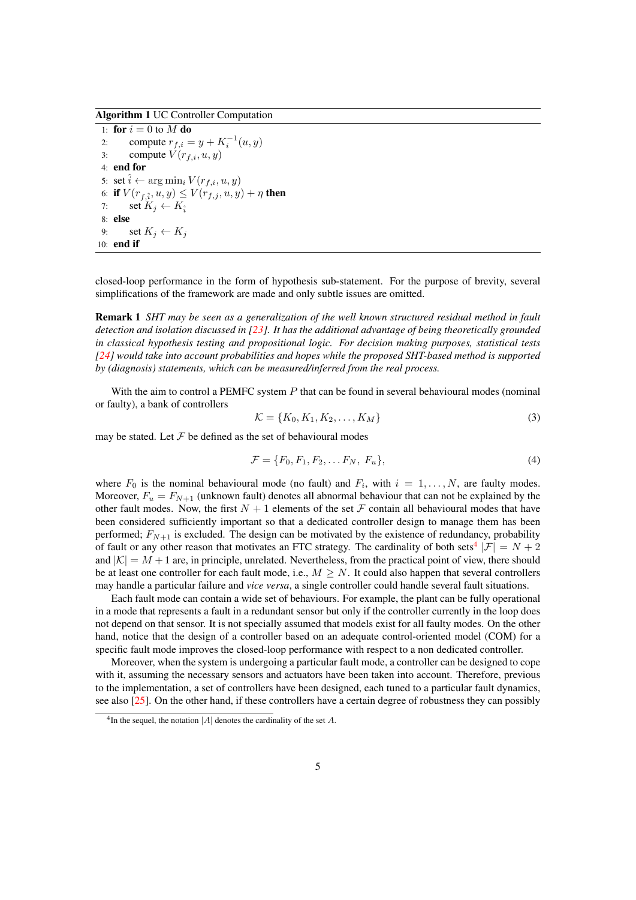**Algorithm 1** UC Controller Computation

```
1: for i = 0 to M do
2:     compute r_{f,i} = y + K_i^{-1}(u, y)
3:     compute V(r_{f,i}, u, y)
4: end for
5: set î ← arg min_i V(r_{f,i}, u, y)
6: if V(r_{f,î}, u, y) ≤ V(r_{f,j}, u, y) + η then
7:     set K_j ← K_î
8: else
9:     set K_j ← K_j
10: end if
```

closed-loop performance in the form of hypothesis sub-statement. For the purpose of brevity, several simplifications of the framework are made and only subtle issues are omitted.

**Remark 1** *SHT may be seen as a generalization of the well known structured residual method in fault detection and isolation discussed in [23]. It has the additional advantage of being theoretically grounded in classical hypothesis testing and propositional logic. For decision making purposes, statistical tests [24] would take into account probabilities and hopes while the proposed SHT-based method is supported by (diagnosis) statements, which can be measured/inferred from the real process.*

With the aim to control a PEMFC system $P$ that can be found in several behavioural modes (nominal or faulty), a bank of controllers

$$\mathcal{K} = \{K_0, K_1, K_2, \ldots, K_M\} \tag{3}$$

may be stated. Let $\mathcal{F}$ be defined as the set of behavioural modes

$$\mathcal{F} = \{F_0, F_1, F_2, \ldots F_N,\ F_u\}, \tag{4}$$

where $F_0$ is the nominal behavioural mode (no fault) and $F_i$, with $i = 1, \ldots, N$, are faulty modes. Moreover, $F_u = F_{N+1}$ (unknown fault) denotes all abnormal behaviour that can not be explained by the other fault modes. Now, the first $N+1$ elements of the set $\mathcal{F}$ contain all behavioural modes that have been considered sufficiently important so that a dedicated controller design to manage them has been performed; $F_{N+1}$ is excluded. The design can be motivated by the existence of redundancy, probability of fault or any other reason that motivates an FTC strategy. The cardinality of both sets[4] $|\mathcal{F}| = N+2$ and $|\mathcal{K}| = M+1$ are, in principle, unrelated. Nevertheless, from the practical point of view, there should be at least one controller for each fault mode, i.e., $M \geq N$. It could also happen that several controllers may handle a particular failure and *vice versa*, a single controller could handle several fault situations.

Each fault mode can contain a wide set of behaviours. For example, the plant can be fully operational in a mode that represents a fault in a redundant sensor but only if the controller currently in the loop does not depend on that sensor. It is not specially assumed that models exist for all faulty modes. On the other hand, notice that the design of a controller based on an adequate control-oriented model (COM) for a specific fault mode improves the closed-loop performance with respect to a non dedicated controller.

Moreover, when the system is undergoing a particular fault mode, a controller can be designed to cope with it, assuming the necessary sensors and actuators have been taken into account. Therefore, previous to the implementation, a set of controllers have been designed, each tuned to a particular fault dynamics, see also [25]. On the other hand, if these controllers have a certain degree of robustness they can possibly

[4] In the sequel, the notation $|A|$ denotes the cardinality of the set $A$.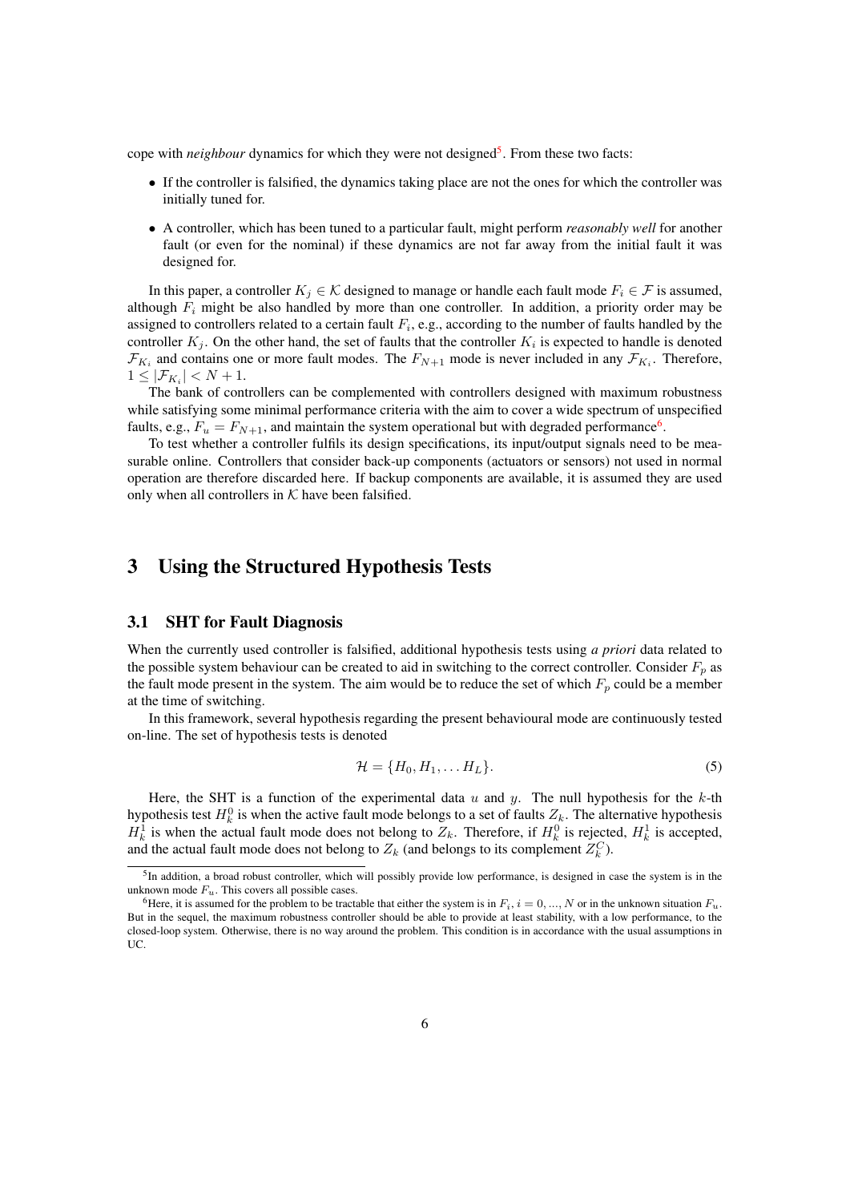cope with *neighbour* dynamics for which they were not designed[5]. From these two facts:

- If the controller is falsified, the dynamics taking place are not the ones for which the controller was initially tuned for.
- A controller, which has been tuned to a particular fault, might perform *reasonably well* for another fault (or even for the nominal) if these dynamics are not far away from the initial fault it was designed for.

In this paper, a controller $K_j \in \mathcal{K}$ designed to manage or handle each fault mode $F_i \in \mathcal{F}$ is assumed, although $F_i$ might be also handled by more than one controller. In addition, a priority order may be assigned to controllers related to a certain fault $F_i$, e.g., according to the number of faults handled by the controller $K_j$. On the other hand, the set of faults that the controller $K_i$ is expected to handle is denoted $\mathcal{F}_{K_i}$ and contains one or more fault modes. The $F_{N+1}$ mode is never included in any $\mathcal{F}_{K_i}$. Therefore, $1 \leq |\mathcal{F}_{K_i}| < N + 1$.

The bank of controllers can be complemented with controllers designed with maximum robustness while satisfying some minimal performance criteria with the aim to cover a wide spectrum of unspecified faults, e.g., $F_u = F_{N+1}$, and maintain the system operational but with degraded performance[6].

To test whether a controller fulfils its design specifications, its input/output signals need to be measurable online. Controllers that consider back-up components (actuators or sensors) not used in normal operation are therefore discarded here. If backup components are available, it is assumed they are used only when all controllers in $\mathcal{K}$ have been falsified.

# 3 Using the Structured Hypothesis Tests

## 3.1 SHT for Fault Diagnosis

When the currently used controller is falsified, additional hypothesis tests using *a priori* data related to the possible system behaviour can be created to aid in switching to the correct controller. Consider $F_p$ as the fault mode present in the system. The aim would be to reduce the set of which $F_p$ could be a member at the time of switching.

In this framework, several hypothesis regarding the present behavioural mode are continuously tested on-line. The set of hypothesis tests is denoted

$$\mathcal{H} = \{H_0, H_1, \dots H_L\}. \tag{5}$$

Here, the SHT is a function of the experimental data $u$ and $y$. The null hypothesis for the $k$-th hypothesis test $H_k^0$ is when the active fault mode belongs to a set of faults $Z_k$. The alternative hypothesis $H_k^1$ is when the actual fault mode does not belong to $Z_k$. Therefore, if $H_k^0$ is rejected, $H_k^1$ is accepted, and the actual fault mode does not belong to $Z_k$ (and belongs to its complement $Z_k^C$).

[5] In addition, a broad robust controller, which will possibly provide low performance, is designed in case the system is in the unknown mode $F_u$. This covers all possible cases.

[6] Here, it is assumed for the problem to be tractable that either the system is in $F_i$, $i = 0, ..., N$ or in the unknown situation $F_u$. But in the sequel, the maximum robustness controller should be able to provide at least stability, with a low performance, to the closed-loop system. Otherwise, there is no way around the problem. This condition is in accordance with the usual assumptions in UC.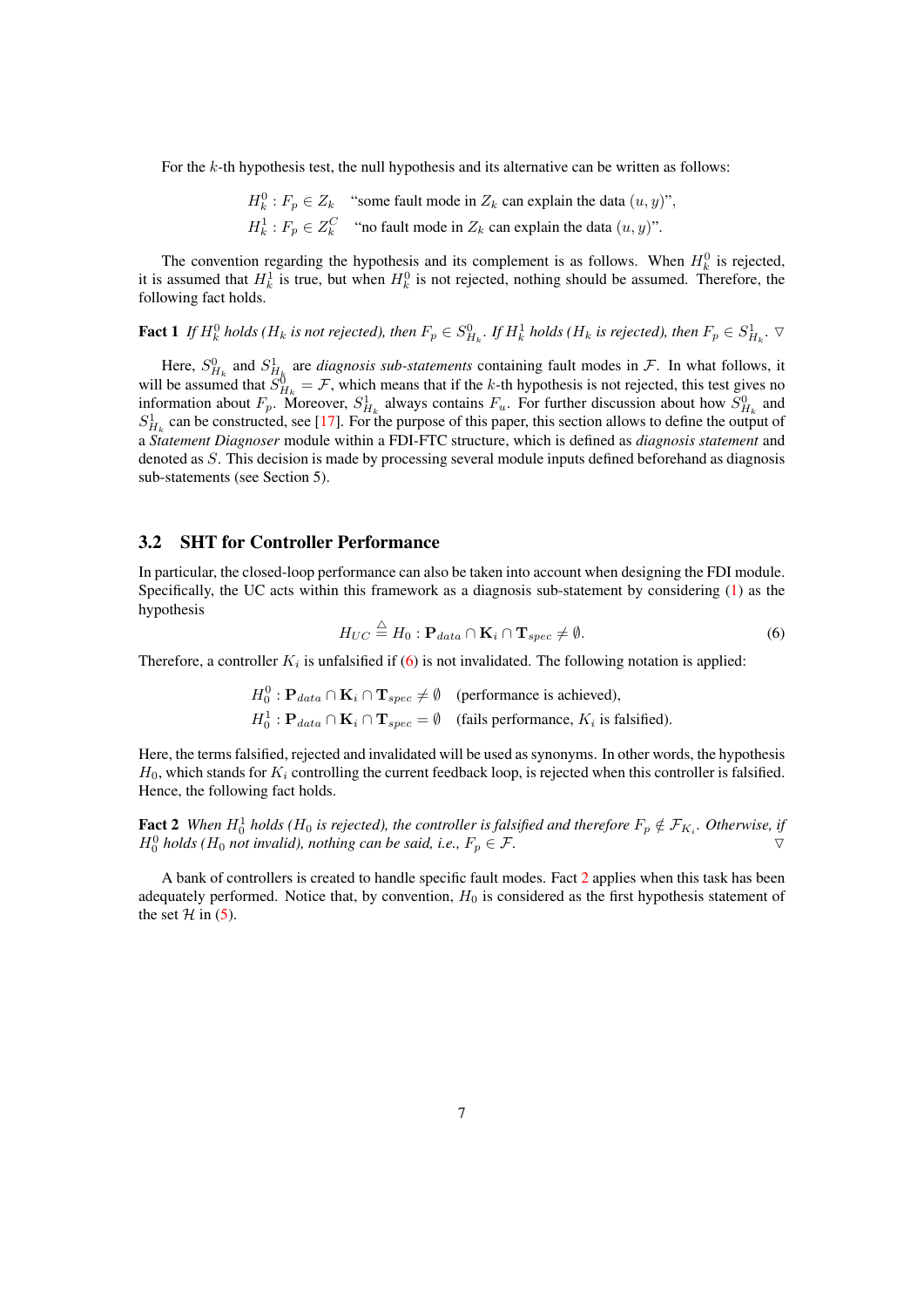For the $k$-th hypothesis test, the null hypothesis and its alternative can be written as follows:

$$
\begin{aligned}
H_k^0 &: F_p \in Z_k \quad \text{“some fault mode in } Z_k \text{ can explain the data } (u, y)\text{”}, \\
H_k^1 &: F_p \in Z_k^C \quad \text{“no fault mode in } Z_k \text{ can explain the data } (u, y)\text{”}.
\end{aligned}
$$

The convention regarding the hypothesis and its complement is as follows. When $H_k^0$ is rejected, it is assumed that $H_k^1$ is true, but when $H_k^0$ is not rejected, nothing should be assumed. Therefore, the following fact holds.

**Fact 1** *If $H_k^0$ holds ($H_k$ is not rejected), then $F_p \in S_{H_k}^0$. If $H_k^1$ holds ($H_k$ is rejected), then $F_p \in S_{H_k}^1$.* $\triangledown$

Here, $S_{H_k}^0$ and $S_{H_k}^1$ are *diagnosis sub-statements* containing fault modes in $\mathcal{F}$. In what follows, it will be assumed that $S_{H_k}^0 = \mathcal{F}$, which means that if the $k$-th hypothesis is not rejected, this test gives no information about $F_p$. Moreover, $S_{H_k}^1$ always contains $F_u$. For further discussion about how $S_{H_k}^0$ and $S_{H_k}^1$ can be constructed, see [17]. For the purpose of this paper, this section allows to define the output of a *Statement Diagnoser* module within a FDI-FTC structure, which is defined as *diagnosis statement* and denoted as $S$. This decision is made by processing several module inputs defined beforehand as diagnosis sub-statements (see Section 5).

## 3.2 SHT for Controller Performance

In particular, the closed-loop performance can also be taken into account when designing the FDI module. Specifically, the UC acts within this framework as a diagnosis sub-statement by considering (1) as the hypothesis

$$
H_{UC} \triangleq H_0 : \mathbf{P}_{data} \cap \mathbf{K}_i \cap \mathbf{T}_{spec} \neq \emptyset. \tag{6}
$$

Therefore, a controller $K_i$ is unfalsified if (6) is not invalidated. The following notation is applied:

$$
\begin{aligned}
H_0^0 &: \mathbf{P}_{data} \cap \mathbf{K}_i \cap \mathbf{T}_{spec} \neq \emptyset \quad \text{(performance is achieved)}, \\
H_0^1 &: \mathbf{P}_{data} \cap \mathbf{K}_i \cap \mathbf{T}_{spec} = \emptyset \quad \text{(fails performance, } K_i \text{ is falsified)}.
\end{aligned}
$$

Here, the terms falsified, rejected and invalidated will be used as synonyms. In other words, the hypothesis $H_0$, which stands for $K_i$ controlling the current feedback loop, is rejected when this controller is falsified. Hence, the following fact holds.

**Fact 2** *When $H_0^1$ holds ($H_0$ is rejected), the controller is falsified and therefore $F_p \notin \mathcal{F}_{K_i}$. Otherwise, if $H_0^0$ holds ($H_0$ not invalid), nothing can be said, i.e., $F_p \in \mathcal{F}$.* $\triangledown$

A bank of controllers is created to handle specific fault modes. Fact 2 applies when this task has been adequately performed. Notice that, by convention, $H_0$ is considered as the first hypothesis statement of the set $\mathcal{H}$ in (5).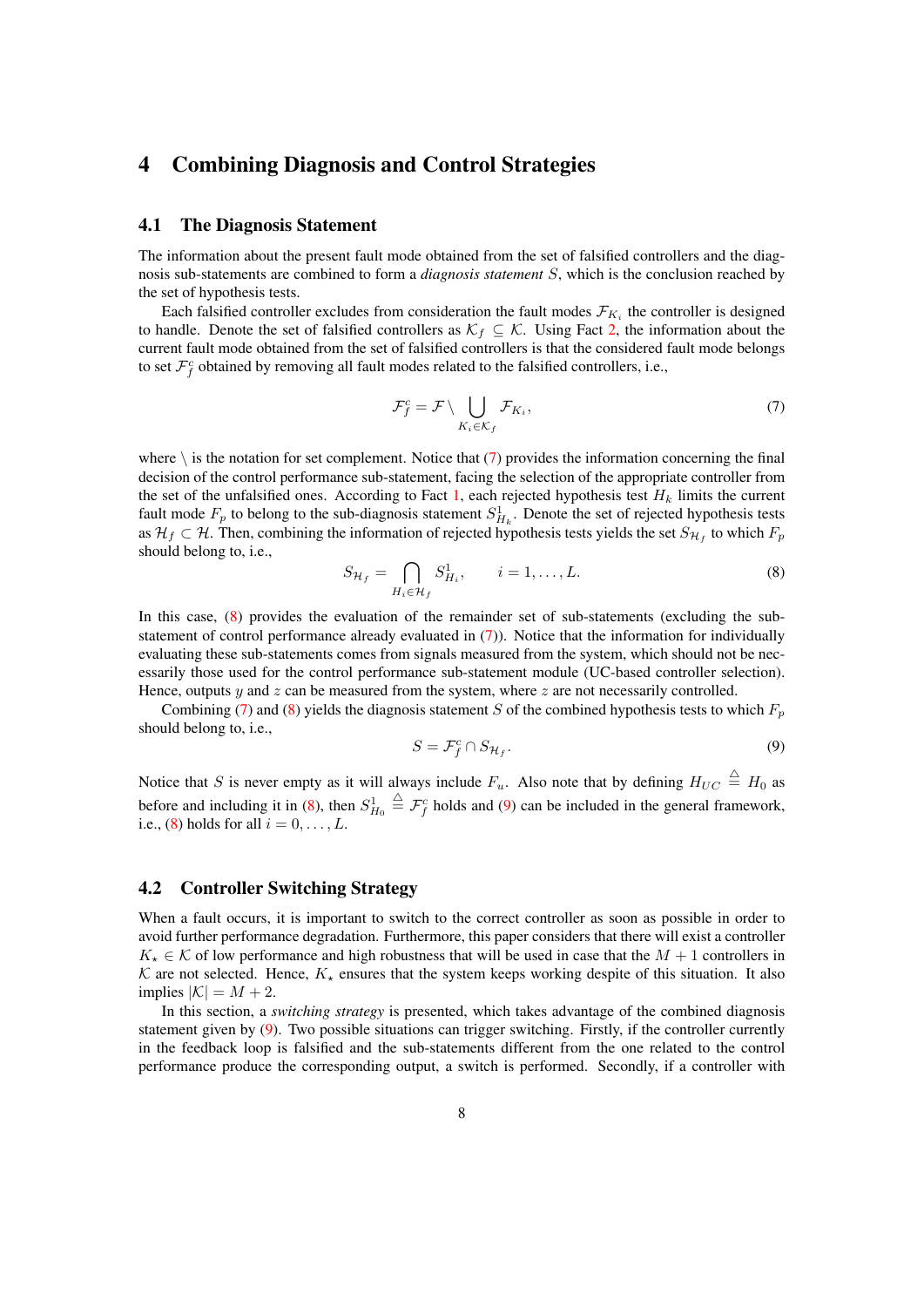# 4 Combining Diagnosis and Control Strategies

## 4.1 The Diagnosis Statement

The information about the present fault mode obtained from the set of falsified controllers and the diagnosis sub-statements are combined to form a *diagnosis statement* $S$, which is the conclusion reached by the set of hypothesis tests.

Each falsified controller excludes from consideration the fault modes $\mathcal{F}_{K_i}$ the controller is designed to handle. Denote the set of falsified controllers as $\mathcal{K}_f \subseteq \mathcal{K}$. Using Fact 2, the information about the current fault mode obtained from the set of falsified controllers is that the considered fault mode belongs to set $\mathcal{F}_f^c$ obtained by removing all fault modes related to the falsified controllers, i.e.,

$$\mathcal{F}_f^c = \mathcal{F} \setminus \bigcup_{K_i \in \mathcal{K}_f} \mathcal{F}_{K_i}, \tag{7}$$

where $\setminus$ is the notation for set complement. Notice that (7) provides the information concerning the final decision of the control performance sub-statement, facing the selection of the appropriate controller from the set of the unfalsified ones. According to Fact 1, each rejected hypothesis test $H_k$ limits the current fault mode $F_p$ to belong to the sub-diagnosis statement $S^1_{H_k}$. Denote the set of rejected hypothesis tests as $\mathcal{H}_f \subset \mathcal{H}$. Then, combining the information of rejected hypothesis tests yields the set $S_{\mathcal{H}_f}$ to which $F_p$ should belong to, i.e.,

$$S_{\mathcal{H}_f} = \bigcap_{H_i \in \mathcal{H}_f} S^1_{H_i}, \qquad i = 1, \ldots, L. \tag{8}$$

In this case, (8) provides the evaluation of the remainder set of sub-statements (excluding the sub-statement of control performance already evaluated in (7)). Notice that the information for individually evaluating these sub-statements comes from signals measured from the system, which should not be necessarily those used for the control performance sub-statement module (UC-based controller selection). Hence, outputs $y$ and $z$ can be measured from the system, where $z$ are not necessarily controlled.

Combining (7) and (8) yields the diagnosis statement $S$ of the combined hypothesis tests to which $F_p$ should belong to, i.e.,

$$S = \mathcal{F}_f^c \cap S_{\mathcal{H}_f}. \tag{9}$$

Notice that $S$ is never empty as it will always include $F_u$. Also note that by defining $H_{UC} \triangleq H_0$ as before and including it in (8), then $S^1_{H_0} \triangleq \mathcal{F}_f^c$ holds and (9) can be included in the general framework, i.e., (8) holds for all $i = 0, \ldots, L$.

## 4.2 Controller Switching Strategy

When a fault occurs, it is important to switch to the correct controller as soon as possible in order to avoid further performance degradation. Furthermore, this paper considers that there will exist a controller $K_\star \in \mathcal{K}$ of low performance and high robustness that will be used in case that the $M+1$ controllers in $\mathcal{K}$ are not selected. Hence, $K_\star$ ensures that the system keeps working despite of this situation. It also implies $|\mathcal{K}| = M + 2$.

In this section, a *switching strategy* is presented, which takes advantage of the combined diagnosis statement given by (9). Two possible situations can trigger switching. Firstly, if the controller currently in the feedback loop is falsified and the sub-statements different from the one related to the control performance produce the corresponding output, a switch is performed. Secondly, if a controller with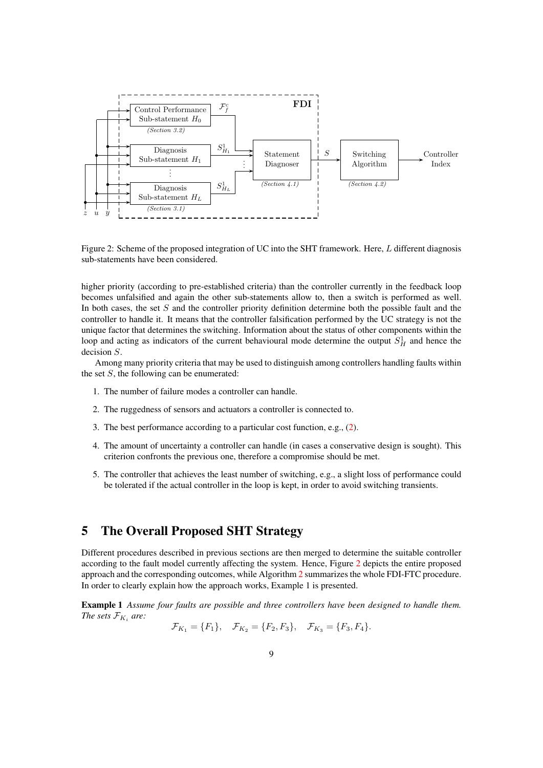Figure 2: Scheme of the proposed integration of UC into the SHT framework. Here, $L$ different diagnosis sub-statements have been considered.

higher priority (according to pre-established criteria) than the controller currently in the feedback loop becomes unfalsified and again the other sub-statements allow to, then a switch is performed as well. In both cases, the set $S$ and the controller priority definition determine both the possible fault and the controller to handle it. It means that the controller falsification performed by the UC strategy is not the unique factor that determines the switching. Information about the status of other components within the loop and acting as indicators of the current behavioural mode determine the output $S_H^1$ and hence the decision $S$.

Among many priority criteria that may be used to distinguish among controllers handling faults within the set $S$, the following can be enumerated:

1. The number of failure modes a controller can handle.
2. The ruggedness of sensors and actuators a controller is connected to.
3. The best performance according to a particular cost function, e.g., (2).
4. The amount of uncertainty a controller can handle (in cases a conservative design is sought). This criterion confronts the previous one, therefore a compromise should be met.
5. The controller that achieves the least number of switching, e.g., a slight loss of performance could be tolerated if the actual controller in the loop is kept, in order to avoid switching transients.

# 5 The Overall Proposed SHT Strategy

Different procedures described in previous sections are then merged to determine the suitable controller according to the fault model currently affecting the system. Hence, Figure 2 depicts the entire proposed approach and the corresponding outcomes, while Algorithm 2 summarizes the whole FDI-FTC procedure. In order to clearly explain how the approach works, Example 1 is presented.

**Example 1** *Assume four faults are possible and three controllers have been designed to handle them. The sets $\mathcal{F}_{K_i}$ are:*

$$\mathcal{F}_{K_1} = \{F_1\}, \quad \mathcal{F}_{K_2} = \{F_2, F_3\}, \quad \mathcal{F}_{K_3} = \{F_3, F_4\}.$$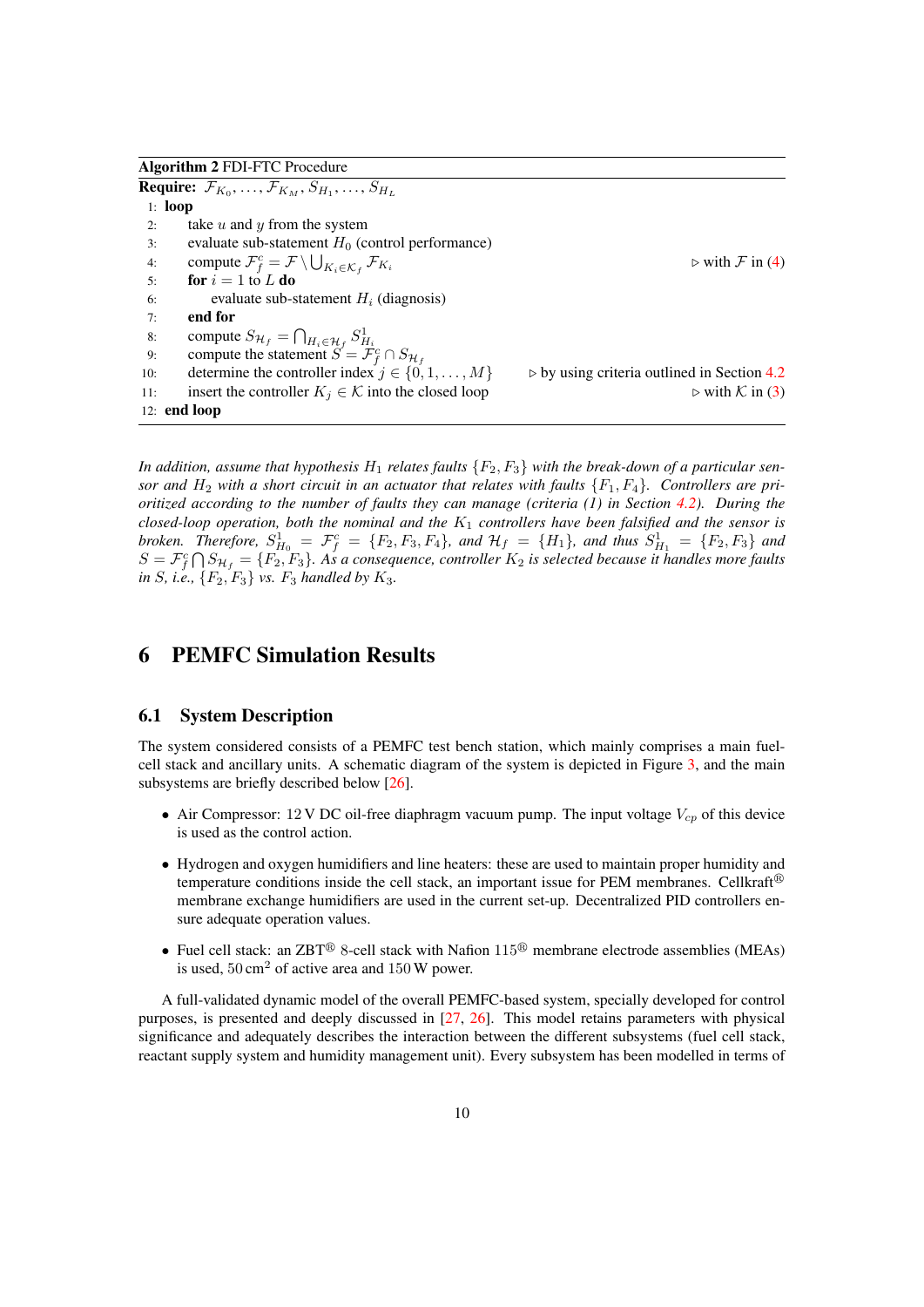**Algorithm 2** FDI-FTC Procedure

**Require:** $\mathcal{F}_{K_0}, \ldots, \mathcal{F}_{K_M}, S_{H_1}, \ldots, S_{H_L}$

```
1:  loop
2:      take u and y from the system
3:      evaluate sub-statement H_0 (control performance)
4:      compute F_f^c = F \ ⋃_{K_i ∈ K_f} F_{K_i}                          ▷ with F in (4)
5:      for i = 1 to L do
6:          evaluate sub-statement H_i (diagnosis)
7:      end for
8:      compute S_{H_f} = ⋂_{H_i ∈ H_f} S^1_{H_i}
9:      compute the statement S = F_f^c ∩ S_{H_f}
10:     determine the controller index j ∈ {0, 1, ..., M}   ▷ by using criteria outlined in Section 4.2
11:     insert the controller K_j ∈ K into the closed loop                  ▷ with K in (3)
12: end loop
```

*In addition, assume that hypothesis $H_1$ relates faults $\{F_2, F_3\}$ with the break-down of a particular sensor and $H_2$ with a short circuit in an actuator that relates with faults $\{F_1, F_4\}$. Controllers are prioritized according to the number of faults they can manage (criteria (1) in Section 4.2). During the closed-loop operation, both the nominal and the $K_1$ controllers have been falsified and the sensor is broken. Therefore, $S^1_{H_0} = \mathcal{F}^c_f = \{F_2, F_3, F_4\}$, and $\mathcal{H}_f = \{H_1\}$, and thus $S^1_{H_1} = \{F_2, F_3\}$ and $S = \mathcal{F}^c_f \bigcap S_{\mathcal{H}_f} = \{F_2, F_3\}$. As a consequence, controller $K_2$ is selected because it handles more faults in $S$, i.e., $\{F_2, F_3\}$ vs. $F_3$ handled by $K_3$.*

# 6 PEMFC Simulation Results

## 6.1 System Description

The system considered consists of a PEMFC test bench station, which mainly comprises a main fuel-cell stack and ancillary units. A schematic diagram of the system is depicted in Figure 3, and the main subsystems are briefly described below [26].

- Air Compressor: 12 V DC oil-free diaphragm vacuum pump. The input voltage $V_{cp}$ of this device is used as the control action.
- Hydrogen and oxygen humidifiers and line heaters: these are used to maintain proper humidity and temperature conditions inside the cell stack, an important issue for PEM membranes. Cellkraft® membrane exchange humidifiers are used in the current set-up. Decentralized PID controllers ensure adequate operation values.
- Fuel cell stack: an ZBT® 8-cell stack with Nafion 115® membrane electrode assemblies (MEAs) is used, $50\,\text{cm}^2$ of active area and 150 W power.

A full-validated dynamic model of the overall PEMFC-based system, specially developed for control purposes, is presented and deeply discussed in [27, 26]. This model retains parameters with physical significance and adequately describes the interaction between the different subsystems (fuel cell stack, reactant supply system and humidity management unit). Every subsystem has been modelled in terms of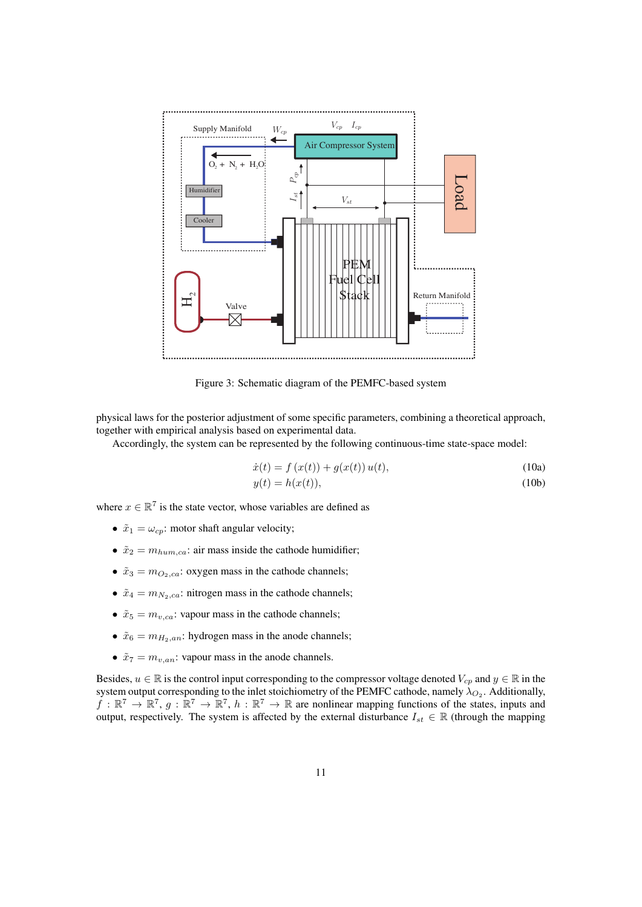Figure 3: Schematic diagram of the PEMFC-based system

physical laws for the posterior adjustment of some specific parameters, combining a theoretical approach, together with empirical analysis based on experimental data.

Accordingly, the system can be represented by the following continuous-time state-space model:

$$\dot{x}(t) = f\,(x(t)) + g(x(t))\,u(t), \tag{10a}$$

$$y(t) = h(x(t)), \tag{10b}$$

where $x \in \mathbb{R}^7$ is the state vector, whose variables are defined as

- $\tilde{x}_1 = \omega_{cp}$: motor shaft angular velocity;
- $\tilde{x}_2 = m_{hum,ca}$: air mass inside the cathode humidifier;
- $\tilde{x}_3 = m_{O_2,ca}$: oxygen mass in the cathode channels;
- $\tilde{x}_4 = m_{N_2,ca}$: nitrogen mass in the cathode channels;
- $\tilde{x}_5 = m_{v,ca}$: vapour mass in the cathode channels;
- $\tilde{x}_6 = m_{H_2,an}$: hydrogen mass in the anode channels;
- $\tilde{x}_7 = m_{v,an}$: vapour mass in the anode channels.

Besides, $u \in \mathbb{R}$ is the control input corresponding to the compressor voltage denoted $V_{cp}$ and $y \in \mathbb{R}$ in the system output corresponding to the inlet stoichiometry of the PEMFC cathode, namely $\lambda_{O_2}$. Additionally, $f : \mathbb{R}^7 \to \mathbb{R}^7$, $g : \mathbb{R}^7 \to \mathbb{R}^7$, $h : \mathbb{R}^7 \to \mathbb{R}$ are nonlinear mapping functions of the states, inputs and output, respectively. The system is affected by the external disturbance $I_{st} \in \mathbb{R}$ (through the mapping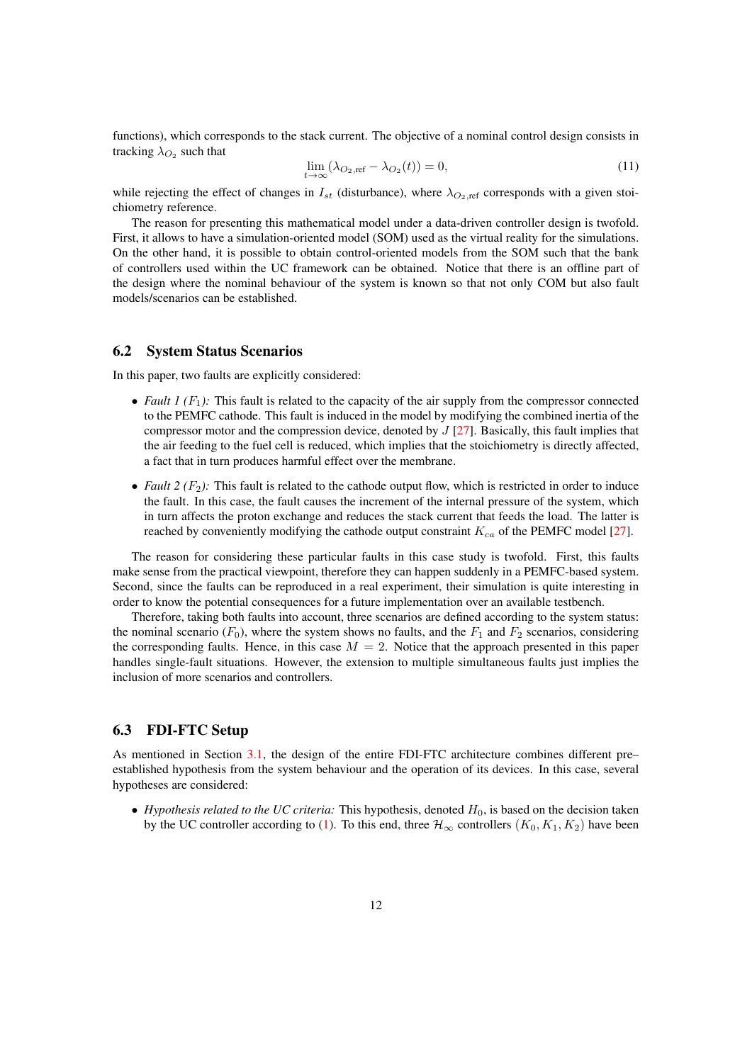functions), which corresponds to the stack current. The objective of a nominal control design consists in tracking $\lambda_{O_2}$ such that

$$\lim_{t\to\infty} (\lambda_{O_2,\text{ref}} - \lambda_{O_2}(t)) = 0, \tag{11}$$

while rejecting the effect of changes in $I_{st}$ (disturbance), where $\lambda_{O_2,\text{ref}}$ corresponds with a given stoichiometry reference.

The reason for presenting this mathematical model under a data-driven controller design is twofold. First, it allows to have a simulation-oriented model (SOM) used as the virtual reality for the simulations. On the other hand, it is possible to obtain control-oriented models from the SOM such that the bank of controllers used within the UC framework can be obtained. Notice that there is an offline part of the design where the nominal behaviour of the system is known so that not only COM but also fault models/scenarios can be established.

## 6.2 System Status Scenarios

In this paper, two faults are explicitly considered:

- *Fault 1 ($F_1$):* This fault is related to the capacity of the air supply from the compressor connected to the PEMFC cathode. This fault is induced in the model by modifying the combined inertia of the compressor motor and the compression device, denoted by $J$ [27]. Basically, this fault implies that the air feeding to the fuel cell is reduced, which implies that the stoichiometry is directly affected, a fact that in turn produces harmful effect over the membrane.
- *Fault 2 ($F_2$):* This fault is related to the cathode output flow, which is restricted in order to induce the fault. In this case, the fault causes the increment of the internal pressure of the system, which in turn affects the proton exchange and reduces the stack current that feeds the load. The latter is reached by conveniently modifying the cathode output constraint $K_{ca}$ of the PEMFC model [27].

The reason for considering these particular faults in this case study is twofold. First, this faults make sense from the practical viewpoint, therefore they can happen suddenly in a PEMFC-based system. Second, since the faults can be reproduced in a real experiment, their simulation is quite interesting in order to know the potential consequences for a future implementation over an available testbench.

Therefore, taking both faults into account, three scenarios are defined according to the system status: the nominal scenario ($F_0$), where the system shows no faults, and the $F_1$ and $F_2$ scenarios, considering the corresponding faults. Hence, in this case $M = 2$. Notice that the approach presented in this paper handles single-fault situations. However, the extension to multiple simultaneous faults just implies the inclusion of more scenarios and controllers.

## 6.3 FDI-FTC Setup

As mentioned in Section 3.1, the design of the entire FDI-FTC architecture combines different pre–established hypothesis from the system behaviour and the operation of its devices. In this case, several hypotheses are considered:

- *Hypothesis related to the UC criteria:* This hypothesis, denoted $H_0$, is based on the decision taken by the UC controller according to (1). To this end, three $\mathcal{H}_\infty$ controllers $(K_0, K_1, K_2)$ have been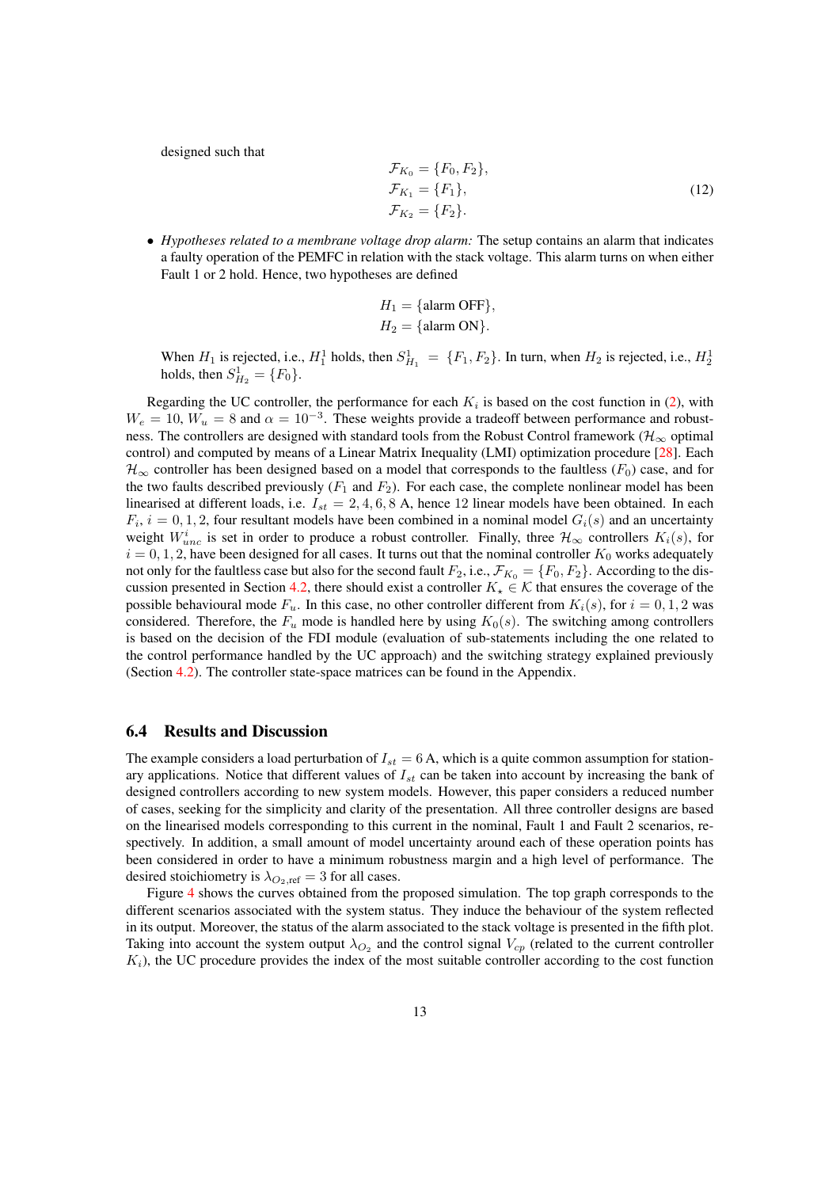designed such that

$$
\begin{aligned}
\mathcal{F}_{K_0} &= \{F_0, F_2\},\\
\mathcal{F}_{K_1} &= \{F_1\},\\
\mathcal{F}_{K_2} &= \{F_2\}.
\end{aligned}
\tag{12}
$$

- *Hypotheses related to a membrane voltage drop alarm:* The setup contains an alarm that indicates a faulty operation of the PEMFC in relation with the stack voltage. This alarm turns on when either Fault 1 or 2 hold. Hence, two hypotheses are defined

  $$
  \begin{aligned}
  H_1 &= \{\text{alarm OFF}\},\\
  H_2 &= \{\text{alarm ON}\}.
  \end{aligned}
  $$

  When $H_1$ is rejected, i.e., $H_1^1$ holds, then $S_{H_1}^1 = \{F_1, F_2\}$. In turn, when $H_2$ is rejected, i.e., $H_2^1$ holds, then $S_{H_2}^1 = \{F_0\}$.

Regarding the UC controller, the performance for each $K_i$ is based on the cost function in (2), with $W_e = 10$, $W_u = 8$ and $\alpha = 10^{-3}$. These weights provide a tradeoff between performance and robustness. The controllers are designed with standard tools from the Robust Control framework ($\mathcal{H}_\infty$ optimal control) and computed by means of a Linear Matrix Inequality (LMI) optimization procedure [28]. Each $\mathcal{H}_\infty$ controller has been designed based on a model that corresponds to the faultless ($F_0$) case, and for the two faults described previously ($F_1$ and $F_2$). For each case, the complete nonlinear model has been linearised at different loads, i.e. $I_{st} = 2, 4, 6, 8$ A, hence 12 linear models have been obtained. In each $F_i$, $i = 0, 1, 2$, four resultant models have been combined in a nominal model $G_i(s)$ and an uncertainty weight $W_{unc}^i$ is set in order to produce a robust controller. Finally, three $\mathcal{H}_\infty$ controllers $K_i(s)$, for $i = 0, 1, 2$, have been designed for all cases. It turns out that the nominal controller $K_0$ works adequately not only for the faultless case but also for the second fault $F_2$, i.e., $\mathcal{F}_{K_0} = \{F_0, F_2\}$. According to the discussion presented in Section 4.2, there should exist a controller $K_\star \in \mathcal{K}$ that ensures the coverage of the possible behavioural mode $F_u$. In this case, no other controller different from $K_i(s)$, for $i = 0, 1, 2$ was considered. Therefore, the $F_u$ mode is handled here by using $K_0(s)$. The switching among controllers is based on the decision of the FDI module (evaluation of sub-statements including the one related to the control performance handled by the UC approach) and the switching strategy explained previously (Section 4.2). The controller state-space matrices can be found in the Appendix.

### 6.4 Results and Discussion

The example considers a load perturbation of $I_{st} = 6$ A, which is a quite common assumption for stationary applications. Notice that different values of $I_{st}$ can be taken into account by increasing the bank of designed controllers according to new system models. However, this paper considers a reduced number of cases, seeking for the simplicity and clarity of the presentation. All three controller designs are based on the linearised models corresponding to this current in the nominal, Fault 1 and Fault 2 scenarios, respectively. In addition, a small amount of model uncertainty around each of these operation points has been considered in order to have a minimum robustness margin and a high level of performance. The desired stoichiometry is $\lambda_{O_2,\text{ref}} = 3$ for all cases.

Figure 4 shows the curves obtained from the proposed simulation. The top graph corresponds to the different scenarios associated with the system status. They induce the behaviour of the system reflected in its output. Moreover, the status of the alarm associated to the stack voltage is presented in the fifth plot. Taking into account the system output $\lambda_{O_2}$ and the control signal $V_{cp}$ (related to the current controller $K_i$), the UC procedure provides the index of the most suitable controller according to the cost function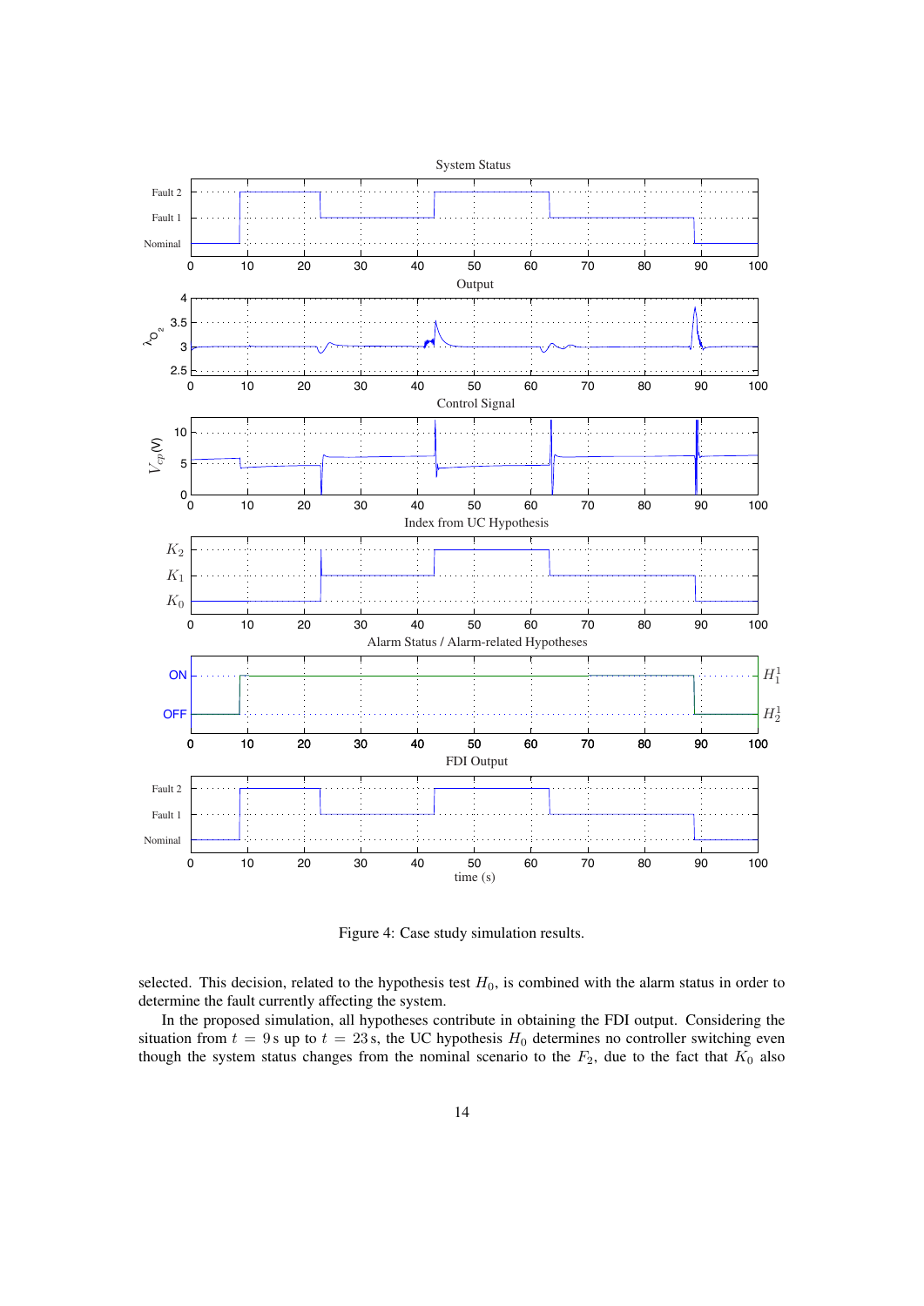Figure 4: Case study simulation results.

selected. This decision, related to the hypothesis test $H_0$, is combined with the alarm status in order to determine the fault currently affecting the system.

In the proposed simulation, all hypotheses contribute in obtaining the FDI output. Considering the situation from $t = 9\,\text{s}$ up to $t = 23\,\text{s}$, the UC hypothesis $H_0$ determines no controller switching even though the system status changes from the nominal scenario to the $F_2$, due to the fact that $K_0$ also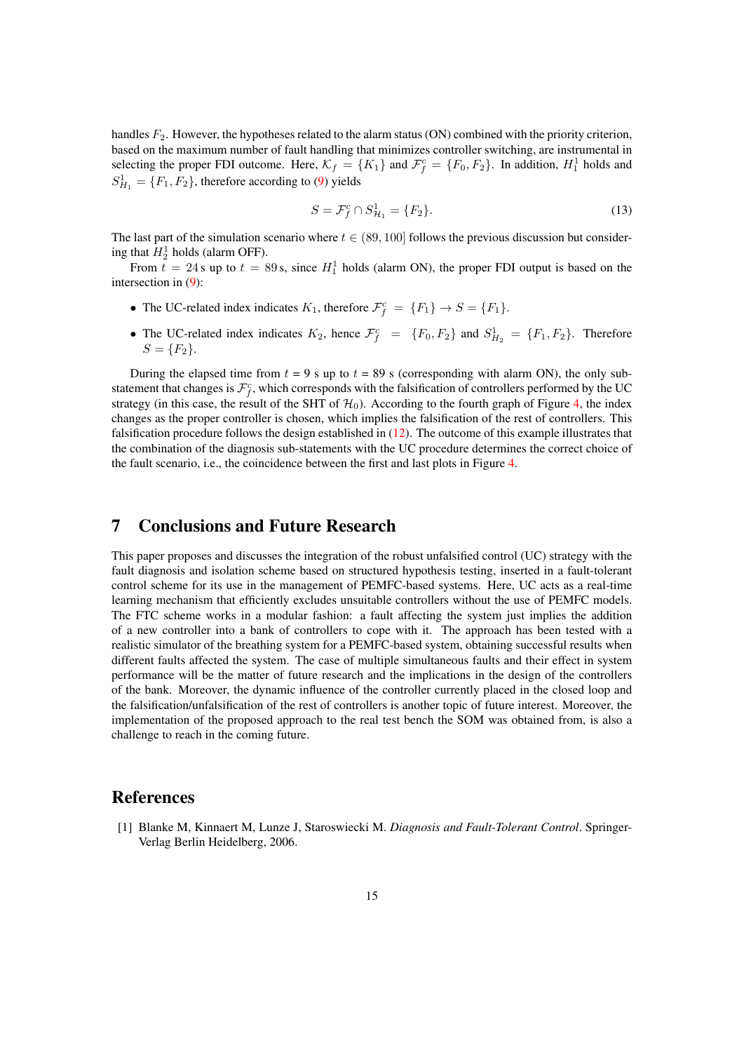handles $F_2$. However, the hypotheses related to the alarm status (ON) combined with the priority criterion, based on the maximum number of fault handling that minimizes controller switching, are instrumental in selecting the proper FDI outcome. Here, $\mathcal{K}_f = \{K_1\}$ and $\mathcal{F}_f^c = \{F_0, F_2\}$. In addition, $H_1^1$ holds and $S_{H_1}^1 = \{F_1, F_2\}$, therefore according to (9) yields

$$S = \mathcal{F}_f^c \cap S_{\mathcal{H}_1}^1 = \{F_2\}. \tag{13}$$

The last part of the simulation scenario where $t \in (89, 100]$ follows the previous discussion but considering that $H_2^1$ holds (alarm OFF).

From $t = 24$ s up to $t = 89$ s, since $H_1^1$ holds (alarm ON), the proper FDI output is based on the intersection in (9):

- The UC-related index indicates $K_1$, therefore $\mathcal{F}_f^c = \{F_1\} \rightarrow S = \{F_1\}$.
- The UC-related index indicates $K_2$, hence $\mathcal{F}_f^c = \{F_0, F_2\}$ and $S_{H_2}^1 = \{F_1, F_2\}$. Therefore $S = \{F_2\}$.

During the elapsed time from $t$ = 9 s up to $t$ = 89 s (corresponding with alarm ON), the only sub-statement that changes is $\mathcal{F}_f^c$, which corresponds with the falsification of controllers performed by the UC strategy (in this case, the result of the SHT of $\mathcal{H}_0$). According to the fourth graph of Figure 4, the index changes as the proper controller is chosen, which implies the falsification of the rest of controllers. This falsification procedure follows the design established in (12). The outcome of this example illustrates that the combination of the diagnosis sub-statements with the UC procedure determines the correct choice of the fault scenario, i.e., the coincidence between the first and last plots in Figure 4.

## 7 Conclusions and Future Research

This paper proposes and discusses the integration of the robust unfalsified control (UC) strategy with the fault diagnosis and isolation scheme based on structured hypothesis testing, inserted in a fault-tolerant control scheme for its use in the management of PEMFC-based systems. Here, UC acts as a real-time learning mechanism that efficiently excludes unsuitable controllers without the use of PEMFC models. The FTC scheme works in a modular fashion: a fault affecting the system just implies the addition of a new controller into a bank of controllers to cope with it. The approach has been tested with a realistic simulator of the breathing system for a PEMFC-based system, obtaining successful results when different faults affected the system. The case of multiple simultaneous faults and their effect in system performance will be the matter of future research and the implications in the design of the controllers of the bank. Moreover, the dynamic influence of the controller currently placed in the closed loop and the falsification/unfalsification of the rest of controllers is another topic of future interest. Moreover, the implementation of the proposed approach to the real test bench the SOM was obtained from, is also a challenge to reach in the coming future.

## References

[1] Blanke M, Kinnaert M, Lunze J, Staroswiecki M. *Diagnosis and Fault-Tolerant Control*. Springer-Verlag Berlin Heidelberg, 2006.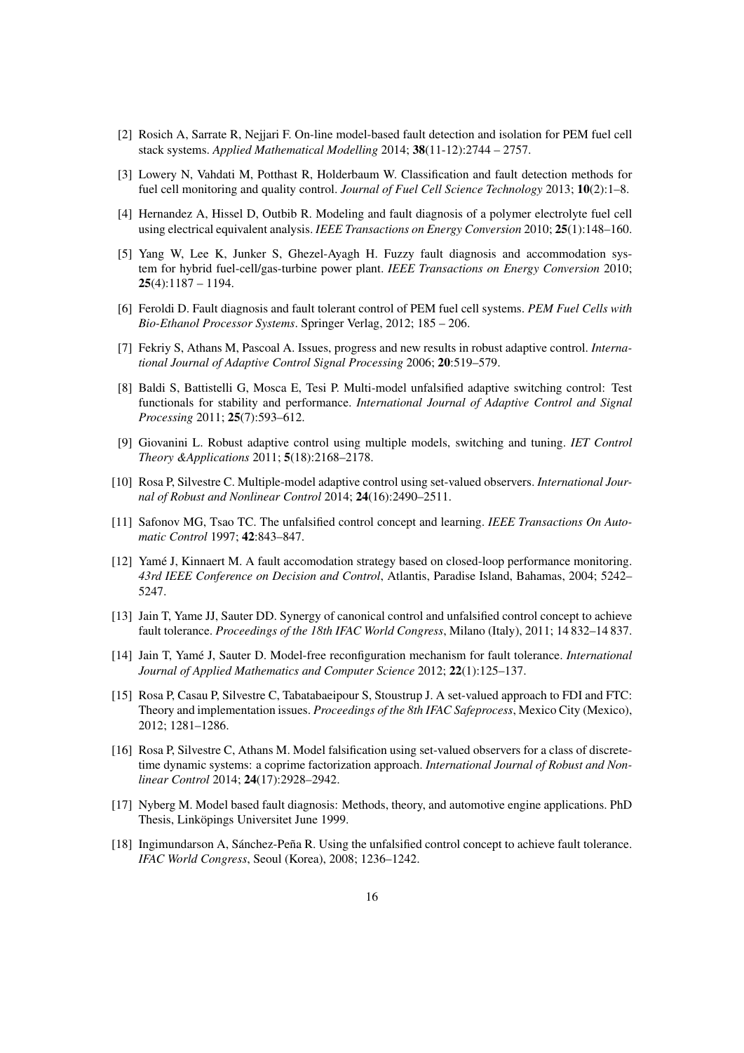[2] Rosich A, Sarrate R, Nejjari F. On-line model-based fault detection and isolation for PEM fuel cell stack systems. *Applied Mathematical Modelling* 2014; **38**(11-12):2744 – 2757.

[3] Lowery N, Vahdati M, Potthast R, Holderbaum W. Classification and fault detection methods for fuel cell monitoring and quality control. *Journal of Fuel Cell Science Technology* 2013; **10**(2):1–8.

[4] Hernandez A, Hissel D, Outbib R. Modeling and fault diagnosis of a polymer electrolyte fuel cell using electrical equivalent analysis. *IEEE Transactions on Energy Conversion* 2010; **25**(1):148–160.

[5] Yang W, Lee K, Junker S, Ghezel-Ayagh H. Fuzzy fault diagnosis and accommodation system for hybrid fuel-cell/gas-turbine power plant. *IEEE Transactions on Energy Conversion* 2010; **25**(4):1187 – 1194.

[6] Feroldi D. Fault diagnosis and fault tolerant control of PEM fuel cell systems. *PEM Fuel Cells with Bio-Ethanol Processor Systems*. Springer Verlag, 2012; 185 – 206.

[7] Fekriy S, Athans M, Pascoal A. Issues, progress and new results in robust adaptive control. *International Journal of Adaptive Control Signal Processing* 2006; **20**:519–579.

[8] Baldi S, Battistelli G, Mosca E, Tesi P. Multi-model unfalsified adaptive switching control: Test functionals for stability and performance. *International Journal of Adaptive Control and Signal Processing* 2011; **25**(7):593–612.

[9] Giovanini L. Robust adaptive control using multiple models, switching and tuning. *IET Control Theory &Applications* 2011; **5**(18):2168–2178.

[10] Rosa P, Silvestre C. Multiple-model adaptive control using set-valued observers. *International Journal of Robust and Nonlinear Control* 2014; **24**(16):2490–2511.

[11] Safonov MG, Tsao TC. The unfalsified control concept and learning. *IEEE Transactions On Automatic Control* 1997; **42**:843–847.

[12] Yamé J, Kinnaert M. A fault accomodation strategy based on closed-loop performance monitoring. *43rd IEEE Conference on Decision and Control*, Atlantis, Paradise Island, Bahamas, 2004; 5242–5247.

[13] Jain T, Yame JJ, Sauter DD. Synergy of canonical control and unfalsified control concept to achieve fault tolerance. *Proceedings of the 18th IFAC World Congress*, Milano (Italy), 2011; 14 832–14 837.

[14] Jain T, Yamé J, Sauter D. Model-free reconfiguration mechanism for fault tolerance. *International Journal of Applied Mathematics and Computer Science* 2012; **22**(1):125–137.

[15] Rosa P, Casau P, Silvestre C, Tabatabaeipour S, Stoustrup J. A set-valued approach to FDI and FTC: Theory and implementation issues. *Proceedings of the 8th IFAC Safeprocess*, Mexico City (Mexico), 2012; 1281–1286.

[16] Rosa P, Silvestre C, Athans M. Model falsification using set-valued observers for a class of discrete-time dynamic systems: a coprime factorization approach. *International Journal of Robust and Nonlinear Control* 2014; **24**(17):2928–2942.

[17] Nyberg M. Model based fault diagnosis: Methods, theory, and automotive engine applications. PhD Thesis, Linköpings Universitet June 1999.

[18] Ingimundarson A, Sánchez-Peña R. Using the unfalsified control concept to achieve fault tolerance. *IFAC World Congress*, Seoul (Korea), 2008; 1236–1242.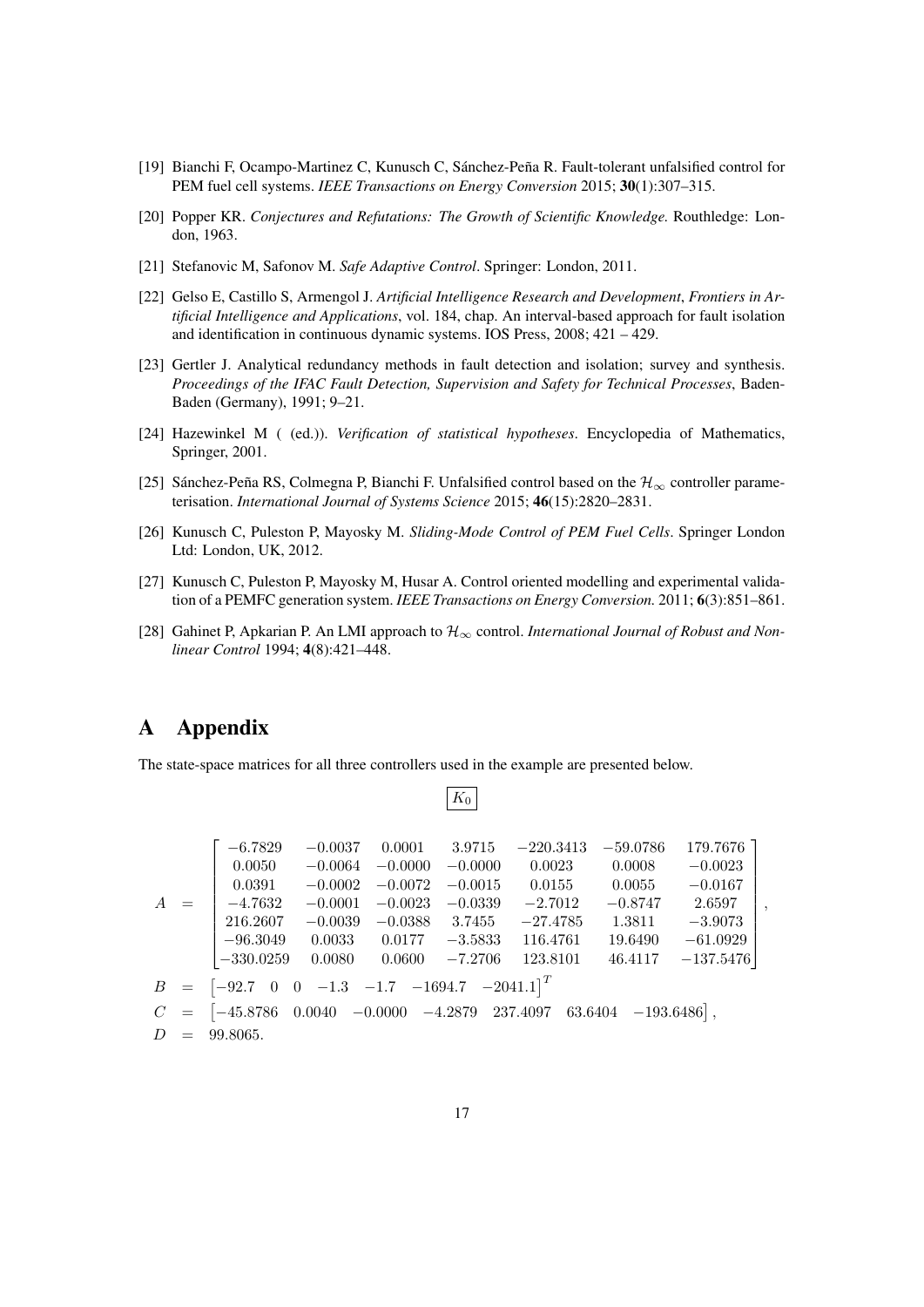[19] Bianchi F, Ocampo-Martinez C, Kunusch C, Sánchez-Peña R. Fault-tolerant unfalsified control for PEM fuel cell systems. *IEEE Transactions on Energy Conversion* 2015; **30**(1):307–315.

[20] Popper KR. *Conjectures and Refutations: The Growth of Scientific Knowledge.* Routhledge: London, 1963.

[21] Stefanovic M, Safonov M. *Safe Adaptive Control*. Springer: London, 2011.

[22] Gelso E, Castillo S, Armengol J. *Artificial Intelligence Research and Development*, *Frontiers in Artificial Intelligence and Applications*, vol. 184, chap. An interval-based approach for fault isolation and identification in continuous dynamic systems. IOS Press, 2008; 421 – 429.

[23] Gertler J. Analytical redundancy methods in fault detection and isolation; survey and synthesis. *Proceedings of the IFAC Fault Detection, Supervision and Safety for Technical Processes*, Baden-Baden (Germany), 1991; 9–21.

[24] Hazewinkel M ( (ed.)). *Verification of statistical hypotheses*. Encyclopedia of Mathematics, Springer, 2001.

[25] Sánchez-Peña RS, Colmegna P, Bianchi F. Unfalsified control based on the $\mathcal{H}_\infty$ controller parameterisation. *International Journal of Systems Science* 2015; **46**(15):2820–2831.

[26] Kunusch C, Puleston P, Mayosky M. *Sliding-Mode Control of PEM Fuel Cells*. Springer London Ltd: London, UK, 2012.

[27] Kunusch C, Puleston P, Mayosky M, Husar A. Control oriented modelling and experimental validation of a PEMFC generation system. *IEEE Transactions on Energy Conversion.* 2011; **6**(3):851–861.

[28] Gahinet P, Apkarian P. An LMI approach to $\mathcal{H}_\infty$ control. *International Journal of Robust and Nonlinear Control* 1994; **4**(8):421–448.

# A Appendix

The state-space matrices for all three controllers used in the example are presented below.

$$\boxed{K_0}$$

$$
\begin{aligned}
A &= \begin{bmatrix}
-6.7829 & -0.0037 & 0.0001 & 3.9715 & -220.3413 & -59.0786 & 179.7676 \\
0.0050 & -0.0064 & -0.0000 & -0.0000 & 0.0023 & 0.0008 & -0.0023 \\
0.0391 & -0.0002 & -0.0072 & -0.0015 & 0.0155 & 0.0055 & -0.0167 \\
-4.7632 & -0.0001 & -0.0023 & -0.0339 & -2.7012 & -0.8747 & 2.6597 \\
216.2607 & -0.0039 & -0.0388 & 3.7455 & -27.4785 & 1.3811 & -3.9073 \\
-96.3049 & 0.0033 & 0.0177 & -3.5833 & 116.4761 & 19.6490 & -61.0929 \\
-330.0259 & 0.0080 & 0.0600 & -7.2706 & 123.8101 & 46.4117 & -137.5476
\end{bmatrix}, \\
B &= \begin{bmatrix} -92.7 & 0 & 0 & -1.3 & -1.7 & -1694.7 & -2041.1 \end{bmatrix}^T \\
C &= \begin{bmatrix} -45.8786 & 0.0040 & -0.0000 & -4.2879 & 237.4097 & 63.6404 & -193.6486 \end{bmatrix}, \\
D &= 99.8065.
\end{aligned}
$$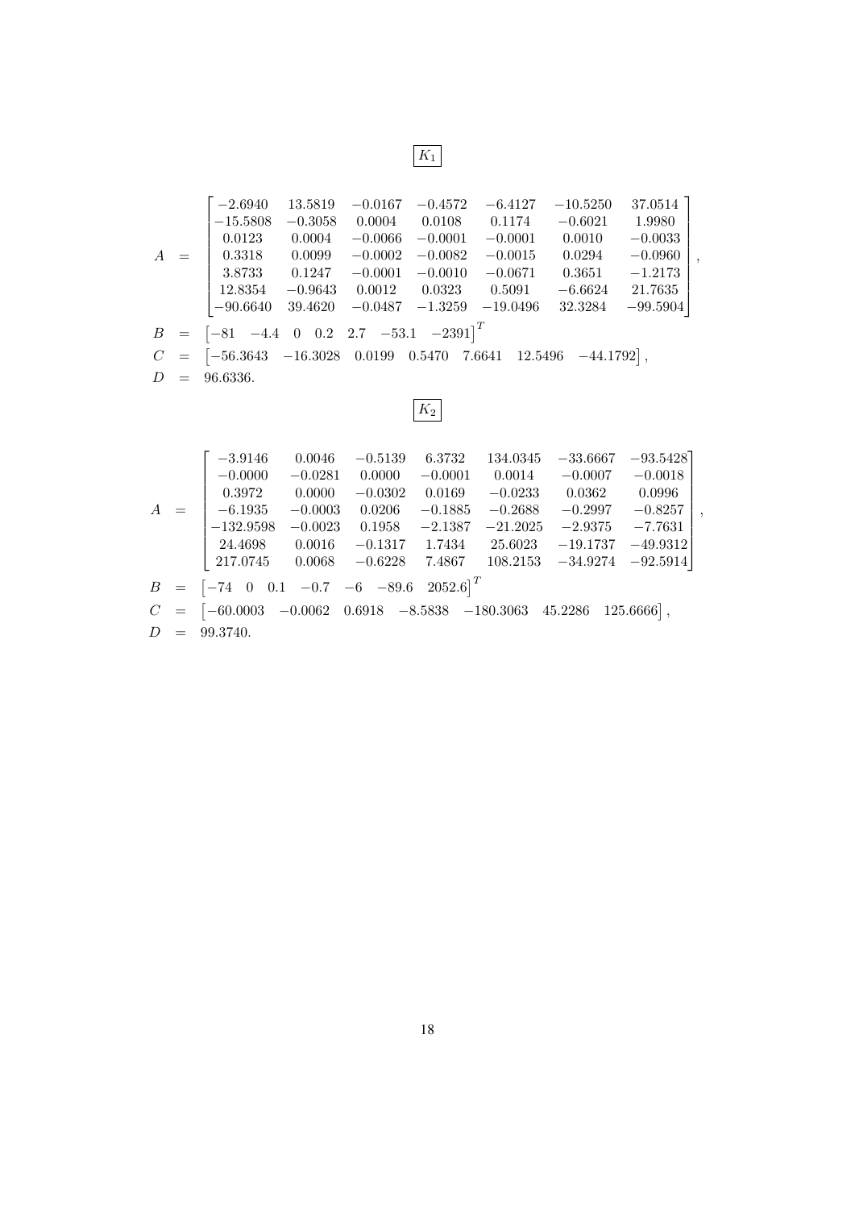$\boxed{K_1}$

$$
\begin{aligned}
A &= \begin{bmatrix}
-2.6940 & 13.5819 & -0.0167 & -0.4572 & -6.4127 & -10.5250 & 37.0514 \\
-15.5808 & -0.3058 & 0.0004 & 0.0108 & 0.1174 & -0.6021 & 1.9980 \\
0.0123 & 0.0004 & -0.0066 & -0.0001 & -0.0001 & 0.0010 & -0.0033 \\
0.3318 & 0.0099 & -0.0002 & -0.0082 & -0.0015 & 0.0294 & -0.0960 \\
3.8733 & 0.1247 & -0.0001 & -0.0010 & -0.0671 & 0.3651 & -1.2173 \\
12.8354 & -0.9643 & 0.0012 & 0.0323 & 0.5091 & -6.6624 & 21.7635 \\
-90.6640 & 39.4620 & -0.0487 & -1.3259 & -19.0496 & 32.3284 & -99.5904
\end{bmatrix}, \\
B &= \begin{bmatrix} -81 & -4.4 & 0 & 0.2 & 2.7 & -53.1 & -2391 \end{bmatrix}^T \\
C &= \begin{bmatrix} -56.3643 & -16.3028 & 0.0199 & 0.5470 & 7.6641 & 12.5496 & -44.1792 \end{bmatrix}, \\
D &= 96.6336.
\end{aligned}
$$

$\boxed{K_2}$

$$
\begin{aligned}
A &= \begin{bmatrix}
-3.9146 & 0.0046 & -0.5139 & 6.3732 & 134.0345 & -33.6667 & -93.5428 \\
-0.0000 & -0.0281 & 0.0000 & -0.0001 & 0.0014 & -0.0007 & -0.0018 \\
0.3972 & 0.0000 & -0.0302 & 0.0169 & -0.0233 & 0.0362 & 0.0996 \\
-6.1935 & -0.0003 & 0.0206 & -0.1885 & -0.2688 & -0.2997 & -0.8257 \\
-132.9598 & -0.0023 & 0.1958 & -2.1387 & -21.2025 & -2.9375 & -7.7631 \\
24.4698 & 0.0016 & -0.1317 & 1.7434 & 25.6023 & -19.1737 & -49.9312 \\
217.0745 & 0.0068 & -0.6228 & 7.4867 & 108.2153 & -34.9274 & -92.5914
\end{bmatrix}, \\
B &= \begin{bmatrix} -74 & 0 & 0.1 & -0.7 & -6 & -89.6 & 2052.6 \end{bmatrix}^T \\
C &= \begin{bmatrix} -60.0003 & -0.0062 & 0.6918 & -8.5838 & -180.3063 & 45.2286 & 125.6666 \end{bmatrix}, \\
D &= 99.3740.
\end{aligned}
$$